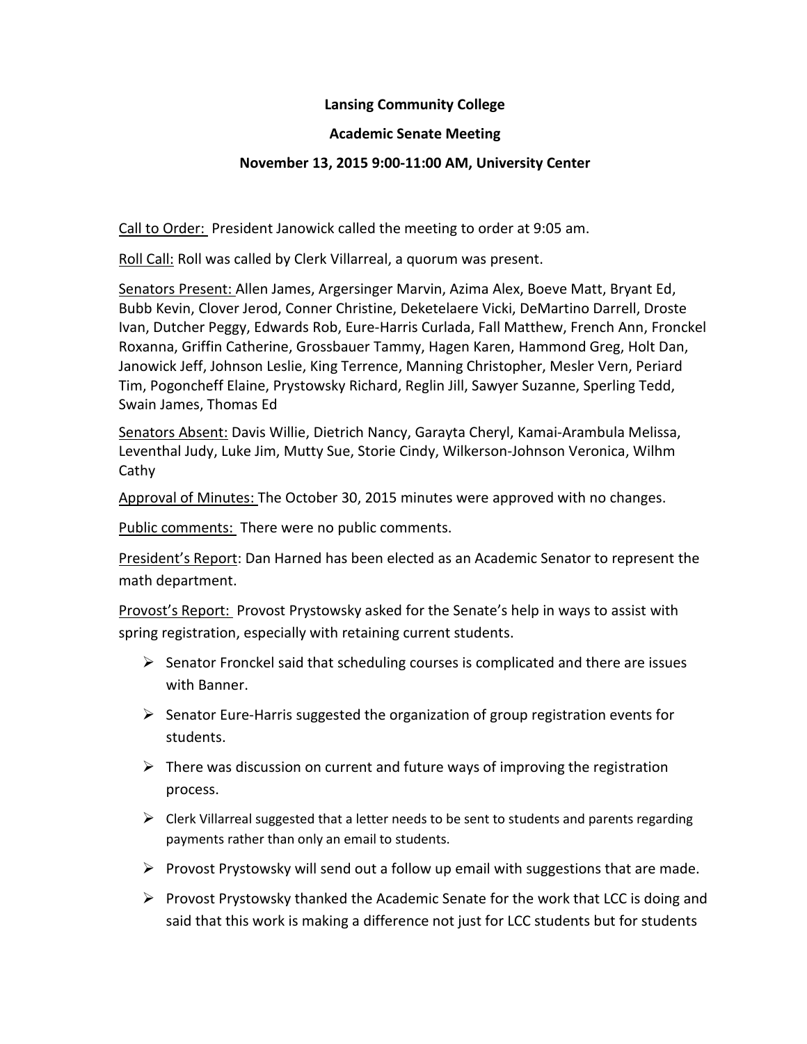**Lansing Community College**

**Academic Senate Meeting**

**November 13, 2015 9:00-11:00 AM, University Center**

Call to Order: President Janowick called the meeting to order at 9:05 am.

Roll Call: Roll was called by Clerk Villarreal, a quorum was present.

Senators Present: Allen James, Argersinger Marvin, Azima Alex, Boeve Matt, Bryant Ed, Bubb Kevin, Clover Jerod, Conner Christine, Deketelaere Vicki, DeMartino Darrell, Droste Ivan, Dutcher Peggy, Edwards Rob, Eure-Harris Curlada, Fall Matthew, French Ann, Fronckel Roxanna, Griffin Catherine, Grossbauer Tammy, Hagen Karen, Hammond Greg, Holt Dan, Janowick Jeff, Johnson Leslie, King Terrence, Manning Christopher, Mesler Vern, Periard Tim, Pogoncheff Elaine, Prystowsky Richard, Reglin Jill, Sawyer Suzanne, Sperling Tedd, Swain James, Thomas Ed

Senators Absent: Davis Willie, Dietrich Nancy, Garayta Cheryl, Kamai-Arambula Melissa, Leventhal Judy, Luke Jim, Mutty Sue, Storie Cindy, Wilkerson-Johnson Veronica, Wilhm Cathy

Approval of Minutes: The October 30, 2015 minutes were approved with no changes.

Public comments: There were no public comments.

President's Report: Dan Harned has been elected as an Academic Senator to represent the math department.

Provost's Report: Provost Prystowsky asked for the Senate's help in ways to assist with spring registration, especially with retaining current students.

- Senator Fronckel said that scheduling courses is complicated and there are issues with Banner.
- Senator Eure-Harris suggested the organization of group registration events for students.
- There was discussion on current and future ways of improving the registration process.
- Clerk Villarreal suggested that a letter needs to be sent to students and parents regarding payments rather than only an email to students.
- Provost Prystowsky will send out a follow up email with suggestions that are made.
- Provost Prystowsky thanked the Academic Senate for the work that LCC is doing and said that this work is making a difference not just for LCC students but for students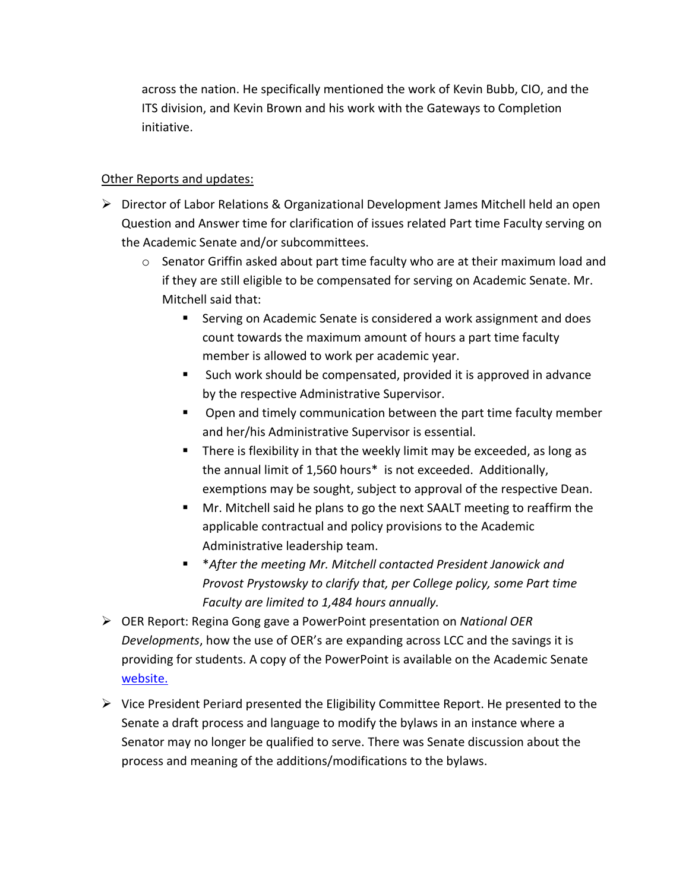across the nation. He specifically mentioned the work of Kevin Bubb, CIO, and the ITS division, and Kevin Brown and his work with the Gateways to Completion initiative.

Other Reports and updates:

- Director of Labor Relations & Organizational Development James Mitchell held an open Question and Answer time for clarification of issues related Part time Faculty serving on the Academic Senate and/or subcommittees.
  - Senator Griffin asked about part time faculty who are at their maximum load and if they are still eligible to be compensated for serving on Academic Senate. Mr. Mitchell said that:
    - Serving on Academic Senate is considered a work assignment and does count towards the maximum amount of hours a part time faculty member is allowed to work per academic year.
    - Such work should be compensated, provided it is approved in advance by the respective Administrative Supervisor.
    - Open and timely communication between the part time faculty member and her/his Administrative Supervisor is essential.
    - There is flexibility in that the weekly limit may be exceeded, as long as the annual limit of 1,560 hours* is not exceeded. Additionally, exemptions may be sought, subject to approval of the respective Dean.
    - Mr. Mitchell said he plans to go the next SAALT meeting to reaffirm the applicable contractual and policy provisions to the Academic Administrative leadership team.
    - **After the meeting Mr. Mitchell contacted President Janowick and Provost Prystowsky to clarify that, per College policy, some Part time Faculty are limited to 1,484 hours annually.*
- OER Report: Regina Gong gave a PowerPoint presentation on *National OER Developments*, how the use of OER's are expanding across LCC and the savings it is providing for students. A copy of the PowerPoint is available on the Academic Senate website.
- Vice President Periard presented the Eligibility Committee Report. He presented to the Senate a draft process and language to modify the bylaws in an instance where a Senator may no longer be qualified to serve. There was Senate discussion about the process and meaning of the additions/modifications to the bylaws.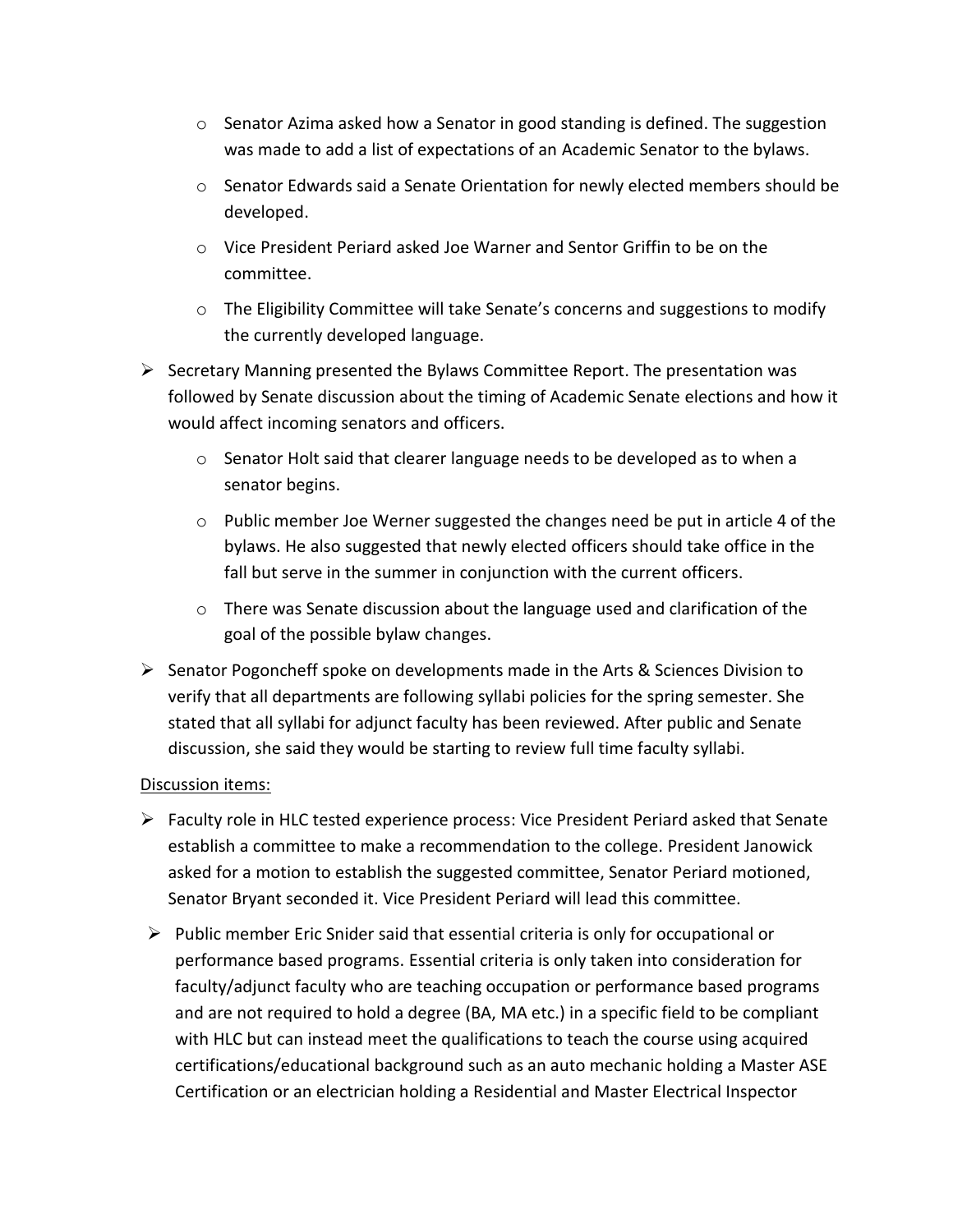- Senator Azima asked how a Senator in good standing is defined. The suggestion was made to add a list of expectations of an Academic Senator to the bylaws.
- Senator Edwards said a Senate Orientation for newly elected members should be developed.
- Vice President Periard asked Joe Warner and Sentor Griffin to be on the committee.
- The Eligibility Committee will take Senate's concerns and suggestions to modify the currently developed language.

- Secretary Manning presented the Bylaws Committee Report. The presentation was followed by Senate discussion about the timing of Academic Senate elections and how it would affect incoming senators and officers.
  - Senator Holt said that clearer language needs to be developed as to when a senator begins.
  - Public member Joe Werner suggested the changes need be put in article 4 of the bylaws. He also suggested that newly elected officers should take office in the fall but serve in the summer in conjunction with the current officers.
  - There was Senate discussion about the language used and clarification of the goal of the possible bylaw changes.
- Senator Pogoncheff spoke on developments made in the Arts & Sciences Division to verify that all departments are following syllabi policies for the spring semester. She stated that all syllabi for adjunct faculty has been reviewed. After public and Senate discussion, she said they would be starting to review full time faculty syllabi.

<u>Discussion items:</u>

- Faculty role in HLC tested experience process: Vice President Periard asked that Senate establish a committee to make a recommendation to the college. President Janowick asked for a motion to establish the suggested committee, Senator Periard motioned, Senator Bryant seconded it. Vice President Periard will lead this committee.
- Public member Eric Snider said that essential criteria is only for occupational or performance based programs. Essential criteria is only taken into consideration for faculty/adjunct faculty who are teaching occupation or performance based programs and are not required to hold a degree (BA, MA etc.) in a specific field to be compliant with HLC but can instead meet the qualifications to teach the course using acquired certifications/educational background such as an auto mechanic holding a Master ASE Certification or an electrician holding a Residential and Master Electrical Inspector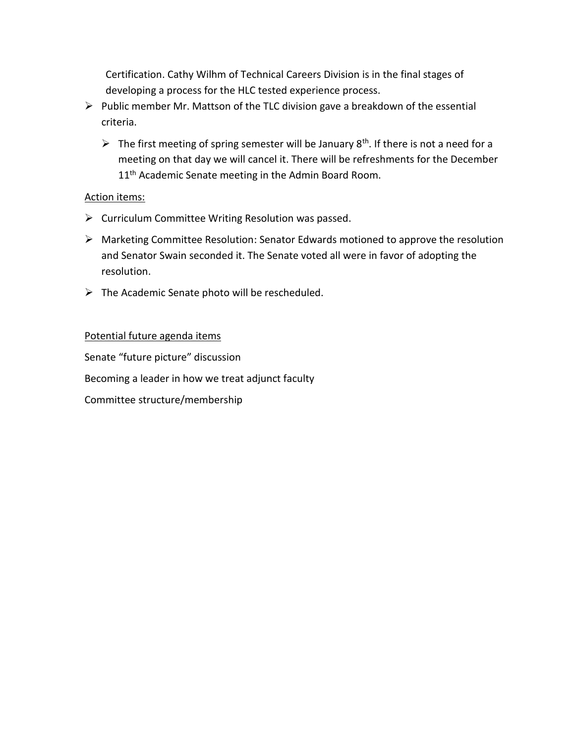Certification. Cathy Wilhm of Technical Careers Division is in the final stages of developing a process for the HLC tested experience process.

- Public member Mr. Mattson of the TLC division gave a breakdown of the essential criteria.
  - The first meeting of spring semester will be January 8th. If there is not a need for a meeting on that day we will cancel it. There will be refreshments for the December 11th Academic Senate meeting in the Admin Board Room.

<u>Action items:</u>

- Curriculum Committee Writing Resolution was passed.
- Marketing Committee Resolution: Senator Edwards motioned to approve the resolution and Senator Swain seconded it. The Senate voted all were in favor of adopting the resolution.
- The Academic Senate photo will be rescheduled.

<u>Potential future agenda items</u>

Senate "future picture" discussion

Becoming a leader in how we treat adjunct faculty

Committee structure/membership